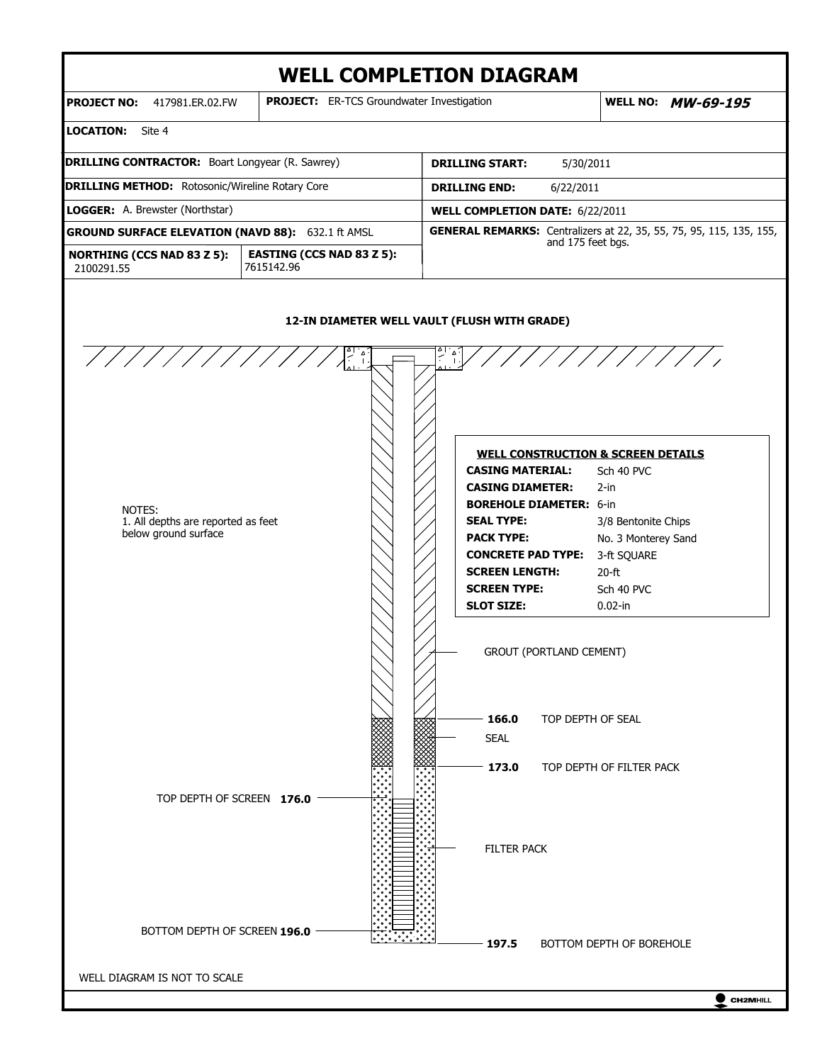# WELL COMPLETION DIAGRAM

| | | |
|---|---|---|
| **PROJECT NO:** 417981.ER.02.FW | **PROJECT:** ER-TCS Groundwater Investigation | **WELL NO:** ***MW-69-195*** |

**LOCATION:** Site 4

| | |
|---|---|
| **DRILLING CONTRACTOR:** Boart Longyear (R. Sawrey) | **DRILLING START:** 5/30/2011 |
| **DRILLING METHOD:** Rotosonic/Wireline Rotary Core | **DRILLING END:** 6/22/2011 |
| **LOGGER:** A. Brewster (Northstar) | **WELL COMPLETION DATE:** 6/22/2011 |
| **GROUND SURFACE ELEVATION (NAVD 88):** 632.1 ft AMSL | **GENERAL REMARKS:** Centralizers at 22, 35, 55, 75, 95, 115, 135, 155, and 175 feet bgs. |
| **NORTHING (CCS NAD 83 Z 5):** 2100291.55 / **EASTING (CCS NAD 83 Z 5):** 7615142.96 | |

**12-IN DIAMETER WELL VAULT (FLUSH WITH GRADE)**

**WELL CONSTRUCTION & SCREEN DETAILS**

| | |
|---|---|
| **CASING MATERIAL:** | Sch 40 PVC |
| **CASING DIAMETER:** | 2-in |
| **BOREHOLE DIAMETER:** | 6-in |
| **SEAL TYPE:** | 3/8 Bentonite Chips |
| **PACK TYPE:** | No. 3 Monterey Sand |
| **CONCRETE PAD TYPE:** | 3-ft SQUARE |
| **SCREEN LENGTH:** | 20-ft |
| **SCREEN TYPE:** | Sch 40 PVC |
| **SLOT SIZE:** | 0.02-in |

NOTES:
1. All depths are reported as feet below ground surface

GROUT (PORTLAND CEMENT)

**166.0** TOP DEPTH OF SEAL

SEAL

**173.0** TOP DEPTH OF FILTER PACK

TOP DEPTH OF SCREEN **176.0**

FILTER PACK

BOTTOM DEPTH OF SCREEN **196.0**

**197.5** BOTTOM DEPTH OF BOREHOLE

WELL DIAGRAM IS NOT TO SCALE

CH2MHILL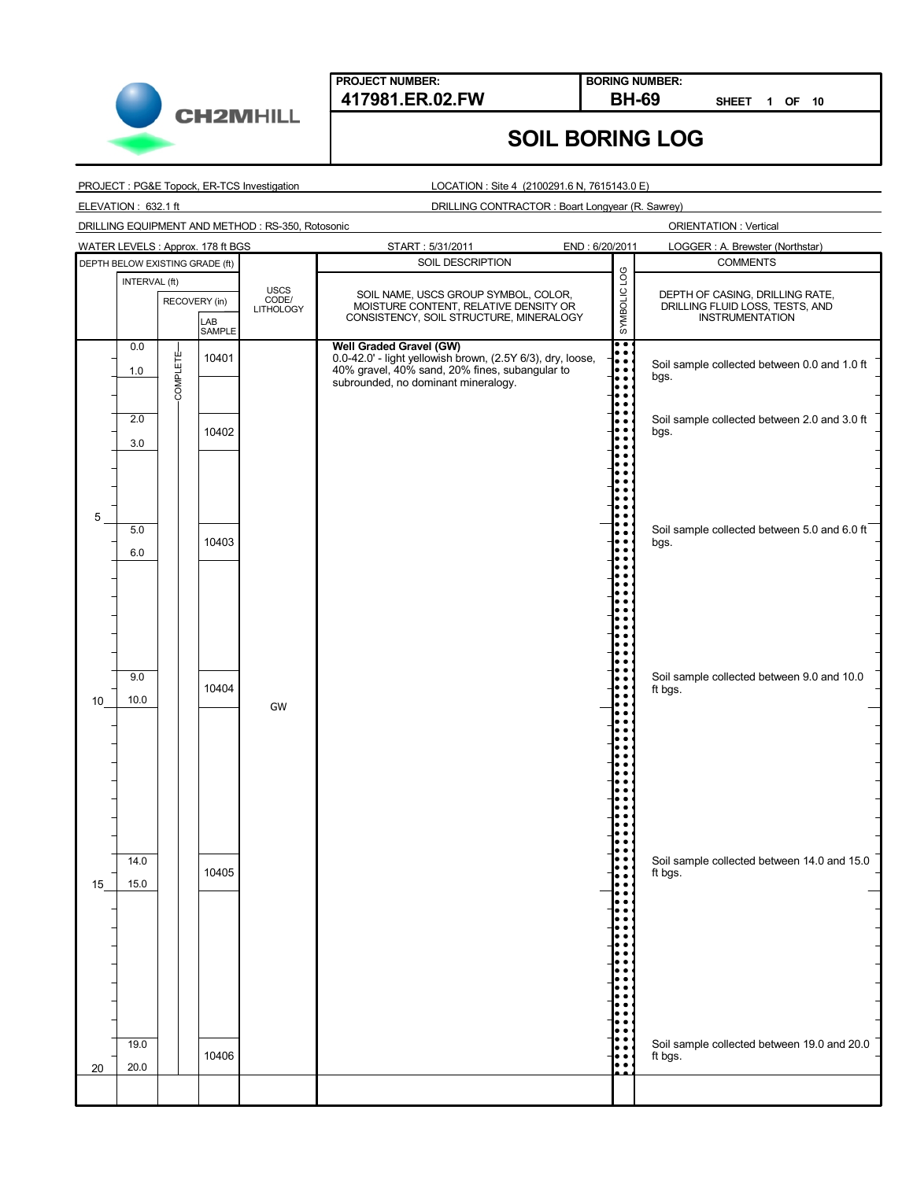**PROJECT NUMBER:** 417981.ER.02.FW

**BORING NUMBER:** BH-69 SHEET 1 OF 10

# SOIL BORING LOG

PROJECT : PG&E Topock, ER-TCS Investigation

LOCATION : Site 4 (2100291.6 N, 7615143.0 E)

ELEVATION : 632.1 ft

DRILLING CONTRACTOR : Boart Longyear (R. Sawrey)

DRILLING EQUIPMENT AND METHOD : RS-350, Rotosonic

ORIENTATION : Vertical

WATER LEVELS : Approx. 178 ft BGS

START : 5/31/2011

END : 6/20/2011

LOGGER : A. Brewster (Northstar)

| DEPTH BELOW EXISTING GRADE (ft) | INTERVAL (ft) | RECOVERY (in) | LAB SAMPLE | USCS CODE/ LITHOLOGY | SOIL DESCRIPTION: SOIL NAME, USCS GROUP SYMBOL, COLOR, MOISTURE CONTENT, RELATIVE DENSITY OR CONSISTENCY, SOIL STRUCTURE, MINERALOGY | COMMENTS: DEPTH OF CASING, DRILLING RATE, DRILLING FLUID LOSS, TESTS, AND INSTRUMENTATION |
|---|---|---|---|---|---|---|
| | 0.0 – 1.0 | COMPLETE | 10401 | GW | **Well Graded Gravel (GW)** 0.0-42.0' - light yellowish brown, (2.5Y 6/3), dry, loose, 40% gravel, 40% sand, 20% fines, subangular to subrounded, no dominant mineralogy. | Soil sample collected between 0.0 and 1.0 ft bgs. |
| | 2.0 – 3.0 | | 10402 | | | Soil sample collected between 2.0 and 3.0 ft bgs. |
| 5 | 5.0 – 6.0 | | 10403 | | | Soil sample collected between 5.0 and 6.0 ft bgs. |
| 10 | 9.0 – 10.0 | | 10404 | | | Soil sample collected between 9.0 and 10.0 ft bgs. |
| 15 | 14.0 – 15.0 | | 10405 | | | Soil sample collected between 14.0 and 15.0 ft bgs. |
| 20 | 19.0 – 20.0 | | 10406 | | | Soil sample collected between 19.0 and 20.0 ft bgs. |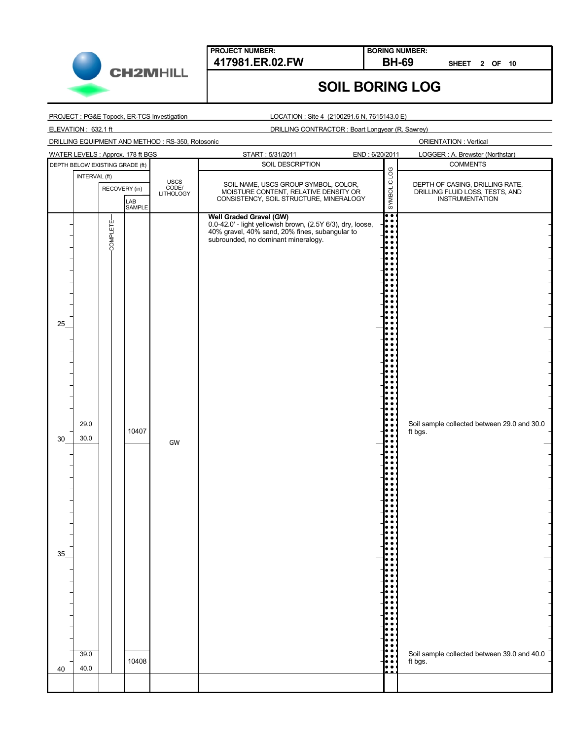**PROJECT NUMBER:** 417981.ER.02.FW

**BORING NUMBER:** BH-69

# SOIL BORING LOG

PROJECT : PG&E Topock, ER-TCS Investigation

LOCATION : Site 4 (2100291.6 N, 7615143.0 E)

ELEVATION : 632.1 ft

DRILLING CONTRACTOR : Boart Longyear (R. Sawrey)

DRILLING EQUIPMENT AND METHOD : RS-350, Rotosonic

ORIENTATION : Vertical

WATER LEVELS : Approx. 178 ft BGS

START : 5/31/2011

END : 6/20/2011

LOGGER : A. Brewster (Northstar)

| DEPTH BELOW EXISTING GRADE (ft) | INTERVAL (ft) | RECOVERY (in) | LAB SAMPLE | USCS CODE/ LITHOLOGY | SOIL DESCRIPTION: SOIL NAME, USCS GROUP SYMBOL, COLOR, MOISTURE CONTENT, RELATIVE DENSITY OR CONSISTENCY, SOIL STRUCTURE, MINERALOGY | SYMBOLIC LOG | COMMENTS: DEPTH OF CASING, DRILLING RATE, DRILLING FLUID LOSS, TESTS, AND INSTRUMENTATION |
|---|---|---|---|---|---|---|---|
| | | COMPLETE | | | **Well Graded Gravel (GW)** 0.0-42.0' - light yellowish brown, (2.5Y 6/3), dry, loose, 40% gravel, 40% sand, 20% fines, subangular to subrounded, no dominant mineralogy. | | |
| 25 | | | | | | | |
| 30 | 29.0 – 30.0 | | 10407 | GW | | | Soil sample collected between 29.0 and 30.0 ft bgs. |
| 35 | | | | | | | |
| 40 | 39.0 – 40.0 | | 10408 | | | | Soil sample collected between 39.0 and 40.0 ft bgs. |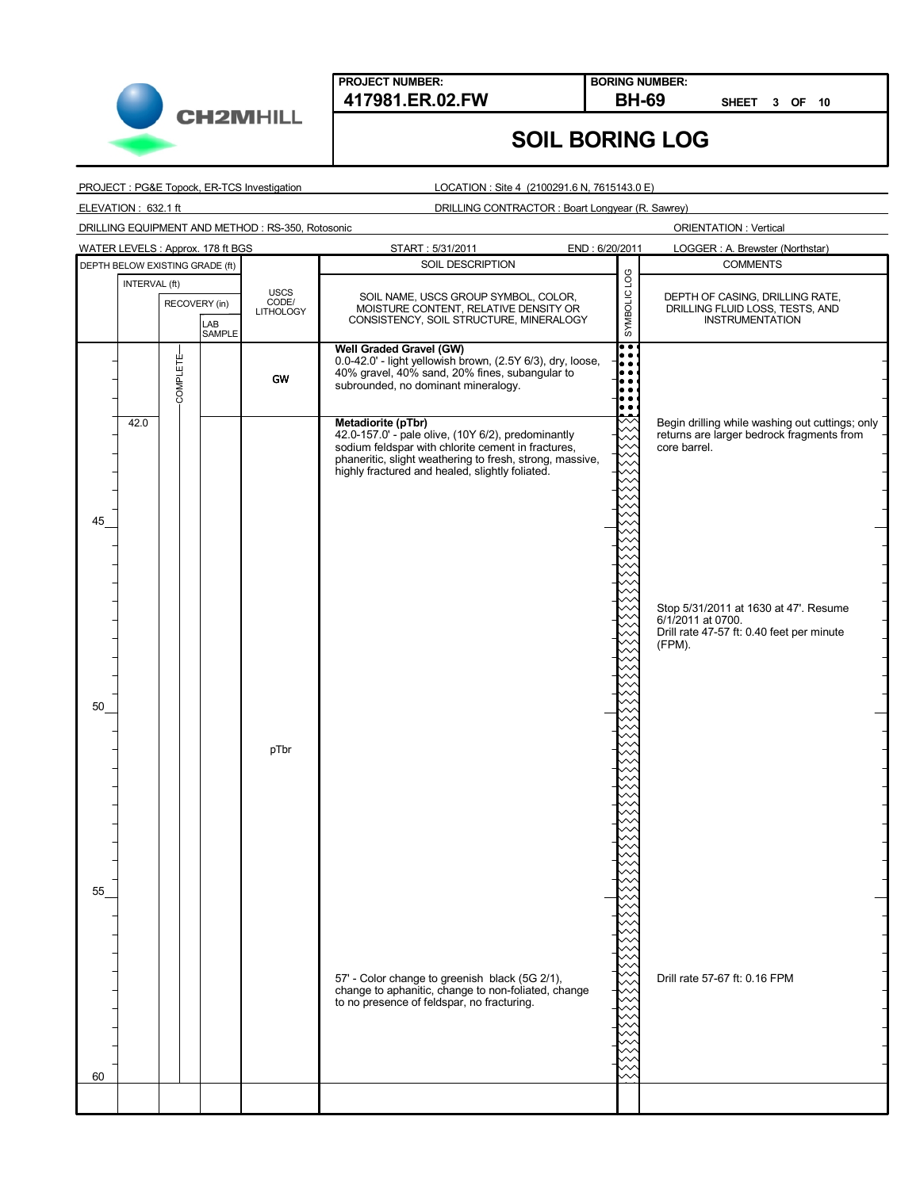CH2MHILL

| PROJECT NUMBER: | BORING NUMBER: |
|---|---|
| 417981.ER.02.FW | BH-69 SHEET 3 OF 10 |

# SOIL BORING LOG

PROJECT : PG&E Topock, ER-TCS Investigation
LOCATION : Site 4 (2100291.6 N, 7615143.0 E)
ELEVATION : 632.1 ft
DRILLING CONTRACTOR : Boart Longyear (R. Sawrey)
DRILLING EQUIPMENT AND METHOD : RS-350, Rotosonic
ORIENTATION : Vertical
WATER LEVELS : Approx. 178 ft BGS
START : 5/31/2011
END : 6/20/2011
LOGGER : A. Brewster (Northstar)

| DEPTH BELOW EXISTING GRADE (ft) | INTERVAL (ft) | RECOVERY (in) | LAB SAMPLE | USCS CODE/ LITHOLOGY | SOIL DESCRIPTION (SOIL NAME, USCS GROUP SYMBOL, COLOR, MOISTURE CONTENT, RELATIVE DENSITY OR CONSISTENCY, SOIL STRUCTURE, MINERALOGY) | COMMENTS (DEPTH OF CASING, DRILLING RATE, DRILLING FLUID LOSS, TESTS, AND INSTRUMENTATION) |
|---|---|---|---|---|---|---|
| | | COMPLETE | | GW | **Well Graded Gravel (GW)** 0.0-42.0' - light yellowish brown, (2.5Y 6/3), dry, loose, 40% gravel, 40% sand, 20% fines, subangular to subrounded, no dominant mineralogy. | |
| | 42.0 | | | | **Metadiorite (pTbr)** 42.0-157.0' - pale olive, (10Y 6/2), predominantly sodium feldspar with chlorite cement in fractures, phaneritic, slight weathering to fresh, strong, massive, highly fractured and healed, slightly foliated. | Begin drilling while washing out cuttings; only returns are larger bedrock fragments from core barrel. |
| 45 | | | | | | |
| | | | | | | Stop 5/31/2011 at 1630 at 47'. Resume 6/1/2011 at 0700. Drill rate 47-57 ft: 0.40 feet per minute (FPM). |
| 50 | | | | | | |
| | | | | pTbr | | |
| 55 | | | | | | |
| | | | | | 57' - Color change to greenish black (5G 2/1), change to aphanitic, change to non-foliated, change to no presence of feldspar, no fracturing. | Drill rate 57-67 ft: 0.16 FPM |
| 60 | | | | | | |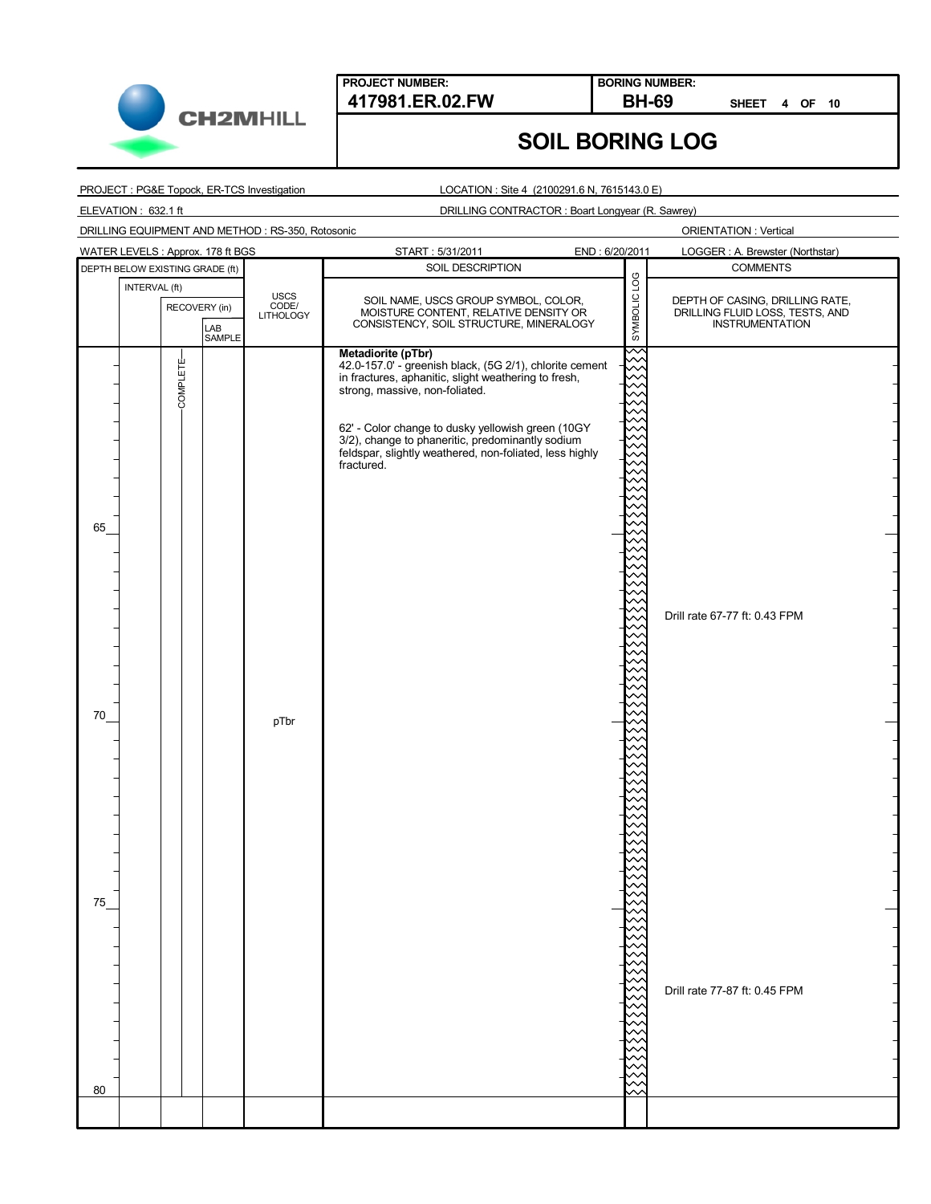**PROJECT NUMBER:** 417981.ER.02.FW

**BORING NUMBER:** BH-69

# SOIL BORING LOG

PROJECT : PG&E Topock, ER-TCS Investigation

LOCATION : Site 4 (2100291.6 N, 7615143.0 E)

ELEVATION : 632.1 ft

DRILLING CONTRACTOR : Boart Longyear (R. Sawrey)

DRILLING EQUIPMENT AND METHOD : RS-350, Rotosonic

ORIENTATION : Vertical

WATER LEVELS : Approx. 178 ft BGS

START : 5/31/2011

END : 6/20/2011

LOGGER : A. Brewster (Northstar)

| DEPTH BELOW EXISTING GRADE (ft) | INTERVAL (ft) | RECOVERY (in) | LAB SAMPLE | USCS CODE/ LITHOLOGY | SOIL DESCRIPTION: SOIL NAME, USCS GROUP SYMBOL, COLOR, MOISTURE CONTENT, RELATIVE DENSITY OR CONSISTENCY, SOIL STRUCTURE, MINERALOGY | SYMBOLIC LOG | COMMENTS: DEPTH OF CASING, DRILLING RATE, DRILLING FLUID LOSS, TESTS, AND INSTRUMENTATION |
|---|---|---|---|---|---|---|---|
| | | COMPLETE | | | **Metadiorite (pTbr)** 42.0-157.0' - greenish black, (5G 2/1), chlorite cement in fractures, aphanitic, slight weathering to fresh, strong, massive, non-foliated. | | |
| | | | | | 62' - Color change to dusky yellowish green (10GY 3/2), change to phaneritic, predominantly sodium feldspar, slightly weathered, non-foliated, less highly fractured. | | |
| 65 | | | | | | | |
| | | | | | | | Drill rate 67-77 ft: 0.43 FPM |
| 70 | | | | pTbr | | | |
| 75 | | | | | | | |
| | | | | | | | Drill rate 77-87 ft: 0.45 FPM |
| 80 | | | | | | | |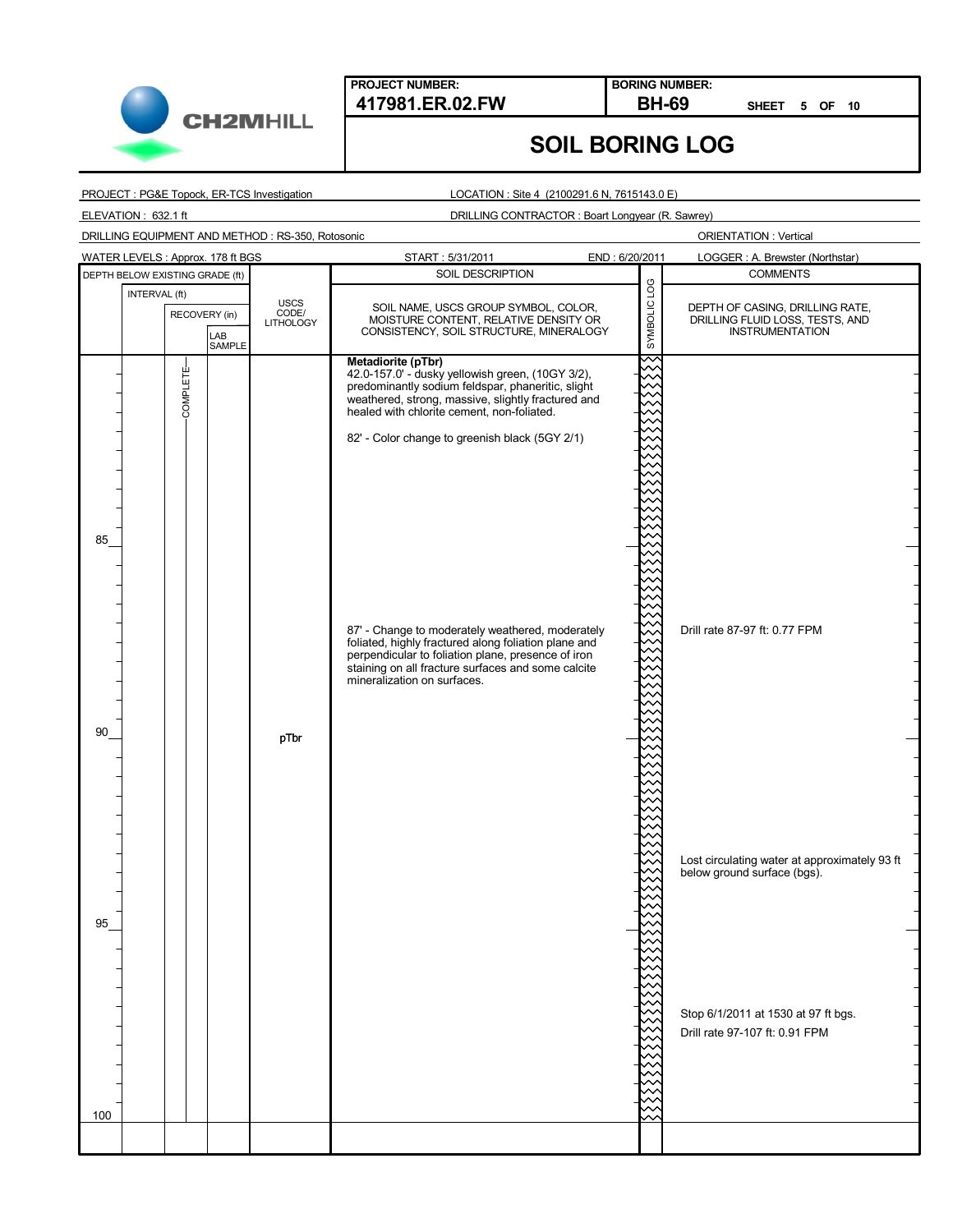**PROJECT NUMBER:** 417981.ER.02.FW

**BORING NUMBER:** BH-69 SHEET 5 OF 10

# SOIL BORING LOG

PROJECT : PG&E Topock, ER-TCS Investigation

LOCATION : Site 4 (2100291.6 N, 7615143.0 E)

ELEVATION : 632.1 ft

DRILLING CONTRACTOR : Boart Longyear (R. Sawrey)

DRILLING EQUIPMENT AND METHOD : RS-350, Rotosonic

ORIENTATION : Vertical

WATER LEVELS : Approx. 178 ft BGS

START : 5/31/2011

END : 6/20/2011

LOGGER : A. Brewster (Northstar)

| DEPTH BELOW EXISTING GRADE (ft) | INTERVAL (ft) | RECOVERY (in) | LAB SAMPLE | USCS CODE/ LITHOLOGY | SOIL DESCRIPTION: SOIL NAME, USCS GROUP SYMBOL, COLOR, MOISTURE CONTENT, RELATIVE DENSITY OR CONSISTENCY, SOIL STRUCTURE, MINERALOGY | COMMENTS: DEPTH OF CASING, DRILLING RATE, DRILLING FLUID LOSS, TESTS, AND INSTRUMENTATION |
|---|---|---|---|---|---|---|
| | | COMPLETE | | | **Metadiorite (pTbr)** 42.0-157.0' - dusky yellowish green, (10GY 3/2), predominantly sodium feldspar, phaneritic, slight weathered, strong, massive, slightly fractured and healed with chlorite cement, non-foliated. | |
| | | | | | 82' - Color change to greenish black (5GY 2/1) | |
| 85 | | | | | | |
| | | | | | 87' - Change to moderately weathered, moderately foliated, highly fractured along foliation plane and perpendicular to foliation plane, presence of iron staining on all fracture surfaces and some calcite mineralization on surfaces. | Drill rate 87-97 ft: 0.77 FPM |
| 90 | | | | pTbr | | |
| | | | | | | Lost circulating water at approximately 93 ft below ground surface (bgs). |
| 95 | | | | | | |
| | | | | | | Stop 6/1/2011 at 1530 at 97 ft bgs. Drill rate 97-107 ft: 0.91 FPM |
| 100 | | | | | | |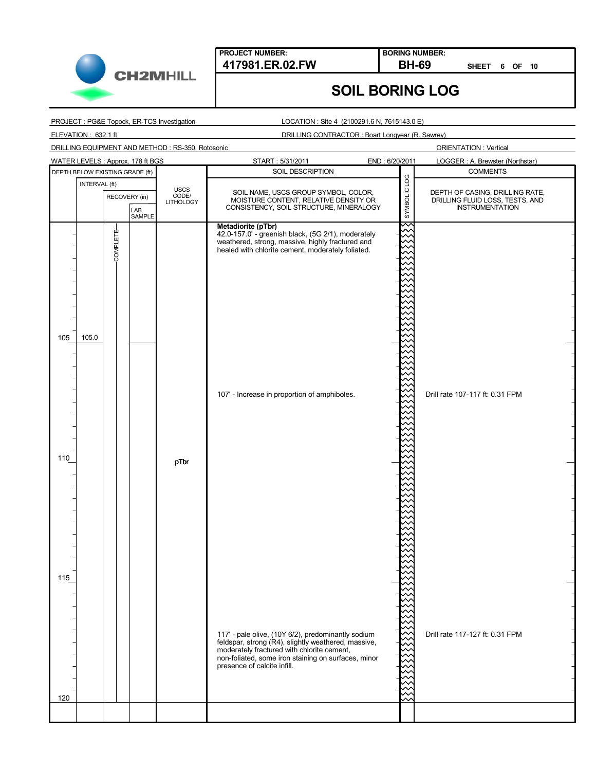**PROJECT NUMBER:** 417981.ER.02.FW

**BORING NUMBER:** BH-69 SHEET 6 OF 10

# SOIL BORING LOG

PROJECT : PG&E Topock, ER-TCS Investigation

LOCATION : Site 4 (2100291.6 N, 7615143.0 E)

ELEVATION : 632.1 ft

DRILLING CONTRACTOR : Boart Longyear (R. Sawrey)

DRILLING EQUIPMENT AND METHOD : RS-350, Rotosonic

ORIENTATION : Vertical

WATER LEVELS : Approx. 178 ft BGS

START : 5/31/2011

END : 6/20/2011

LOGGER : A. Brewster (Northstar)

| DEPTH BELOW EXISTING GRADE (ft) | INTERVAL (ft) | RECOVERY (in) | LAB SAMPLE | USCS CODE/ LITHOLOGY | SOIL DESCRIPTION: SOIL NAME, USCS GROUP SYMBOL, COLOR, MOISTURE CONTENT, RELATIVE DENSITY OR CONSISTENCY, SOIL STRUCTURE, MINERALOGY | SYMBOLIC LOG | COMMENTS: DEPTH OF CASING, DRILLING RATE, DRILLING FLUID LOSS, TESTS, AND INSTRUMENTATION |
|---|---|---|---|---|---|---|---|
| | | COMPLETE | | | **Metadiorite (pTbr)** 42.0-157.0' - greenish black, (5G 2/1), moderately weathered, strong, massive, highly fractured and healed with chlorite cement, moderately foliated. | | |
| 105 | 105.0 | | | | | | |
| | | | | | 107' - Increase in proportion of amphiboles. | | Drill rate 107-117 ft: 0.31 FPM |
| 110 | | | | pTbr | | | |
| 115 | | | | | | | |
| | | | | | 117' - pale olive, (10Y 6/2), predominantly sodium feldspar, strong (R4), slightly weathered, massive, moderately fractured with chlorite cement, non-foliated, some iron staining on surfaces, minor presence of calcite infill. | | Drill rate 117-127 ft: 0.31 FPM |
| 120 | | | | | | | |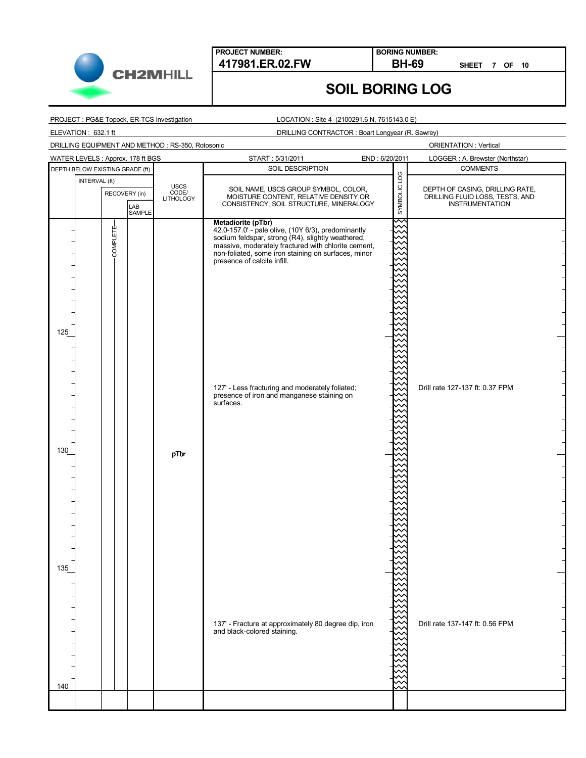**PROJECT NUMBER:** 417981.ER.02.FW

**BORING NUMBER:** BH-69

**SHEET** 7 **OF** 10

# SOIL BORING LOG

PROJECT : PG&E Topock, ER-TCS Investigation

LOCATION : Site 4 (2100291.6 N, 7615143.0 E)

ELEVATION : 632.1 ft

DRILLING CONTRACTOR : Boart Longyear (R. Sawrey)

DRILLING EQUIPMENT AND METHOD : RS-350, Rotosonic

ORIENTATION : Vertical

WATER LEVELS : Approx. 178 ft BGS

START : 5/31/2011

END : 6/20/2011

LOGGER : A. Brewster (Northstar)

| DEPTH BELOW EXISTING GRADE (ft) | INTERVAL (ft) | RECOVERY (in) | LAB SAMPLE | USCS CODE/ LITHOLOGY | SOIL DESCRIPTION: SOIL NAME, USCS GROUP SYMBOL, COLOR, MOISTURE CONTENT, RELATIVE DENSITY OR CONSISTENCY, SOIL STRUCTURE, MINERALOGY | SYMBOLIC LOG | COMMENTS: DEPTH OF CASING, DRILLING RATE, DRILLING FLUID LOSS, TESTS, AND INSTRUMENTATION |
|---|---|---|---|---|---|---|---|
| | | COMPLETE | | | **Metadiorite (pTbr)** 42.0-157.0' - pale olive, (10Y 6/3), predominantly sodium feldspar, strong (R4), slightly weathered, massive, moderately fractured with chlorite cement, non-foliated, some iron staining on surfaces, minor presence of calcite infill. | | |
| 125 | | | | | | | |
| | | | | | 127' - Less fracturing and moderately foliated; presence of iron and manganese staining on surfaces. | | Drill rate 127-137 ft: 0.37 FPM |
| 130 | | | | pTbr | | | |
| 135 | | | | | | | |
| | | | | | 137' - Fracture at approximately 80 degree dip, iron and black-colored staining. | | Drill rate 137-147 ft: 0.56 FPM |
| 140 | | | | | | | |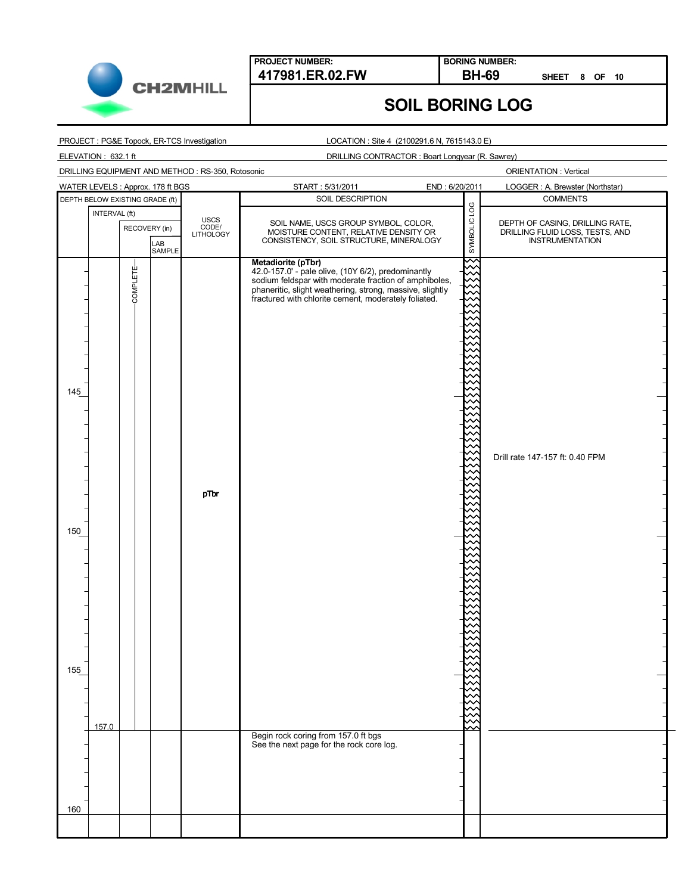| PROJECT NUMBER: | BORING NUMBER: |
|---|---|
| **417981.ER.02.FW** | **BH-69** SHEET 8 OF 10 |

# SOIL BORING LOG

PROJECT : PG&E Topock, ER-TCS Investigation
LOCATION : Site 4 (2100291.6 N, 7615143.0 E)
ELEVATION : 632.1 ft
DRILLING CONTRACTOR : Boart Longyear (R. Sawrey)
DRILLING EQUIPMENT AND METHOD : RS-350, Rotosonic
ORIENTATION : Vertical
WATER LEVELS : Approx. 178 ft BGS
START : 5/31/2011
END : 6/20/2011
LOGGER : A. Brewster (Northstar)

| DEPTH BELOW EXISTING GRADE (ft) | INTERVAL (ft) | RECOVERY (in) | LAB SAMPLE | USCS CODE/ LITHOLOGY | SOIL DESCRIPTION: SOIL NAME, USCS GROUP SYMBOL, COLOR, MOISTURE CONTENT, RELATIVE DENSITY OR CONSISTENCY, SOIL STRUCTURE, MINERALOGY | SYMBOLIC LOG | COMMENTS: DEPTH OF CASING, DRILLING RATE, DRILLING FLUID LOSS, TESTS, AND INSTRUMENTATION |
|---|---|---|---|---|---|---|---|
| | | COMPLETE | | | **Metadiorite (pTbr)** 42.0-157.0' - pale olive, (10Y 6/2), predominantly sodium feldspar with moderate fraction of amphiboles, phaneritic, slight weathering, strong, massive, slightly fractured with chlorite cement, moderately foliated. | | |
| 145 | | | | | | | |
| | | | | | | | Drill rate 147-157 ft: 0.40 FPM |
| | | | | pTbr | | | |
| 150 | | | | | | | |
| 155 | | | | | | | |
| | 157.0 | | | | | | |
| | | | | | Begin rock coring from 157.0 ft bgs See the next page for the rock core log. | | |
| 160 | | | | | | | |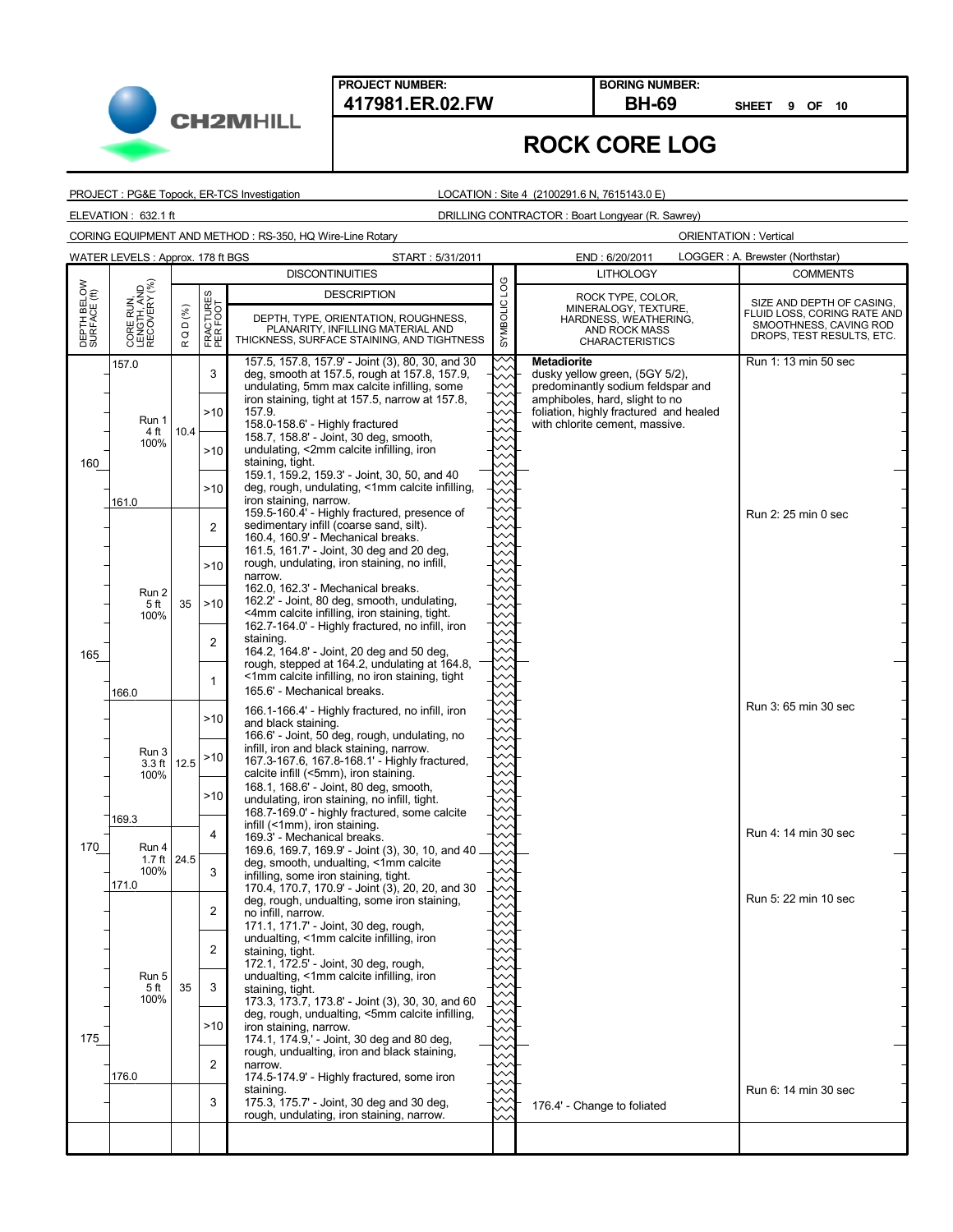**PROJECT NUMBER:** 417981.ER.02.FW

**BORING NUMBER:** BH-69

SHEET 9 OF 10

# ROCK CORE LOG

PROJECT : PG&E Topock, ER-TCS Investigation | LOCATION : Site 4 (2100291.6 N, 7615143.0 E)

ELEVATION : 632.1 ft | DRILLING CONTRACTOR : Boart Longyear (R. Sawrey)

CORING EQUIPMENT AND METHOD : RS-350, HQ Wire-Line Rotary | ORIENTATION : Vertical

WATER LEVELS : Approx. 178 ft BGS | START : 5/31/2011 | END : 6/20/2011 | LOGGER : A. Brewster (Northstar)

| DEPTH BELOW SURFACE (ft) | CORE RUN, LENGTH, AND RECOVERY (%) | R Q D (%) | FRACTURES PER FOOT | DISCONTINUITIES DESCRIPTION: DEPTH, TYPE, ORIENTATION, ROUGHNESS, PLANARITY, INFILLING MATERIAL AND THICKNESS, SURFACE STAINING, AND TIGHTNESS | LITHOLOGY: ROCK TYPE, COLOR, MINERALOGY, TEXTURE, HARDNESS, WEATHERING, AND ROCK MASS CHARACTERISTICS | COMMENTS: SIZE AND DEPTH OF CASING, FLUID LOSS, CORING RATE AND SMOOTHNESS, CAVING ROD DROPS, TEST RESULTS, ETC. |
|---|---|---|---|---|---|---|
| | 157.0 Run 1 4 ft 100% | 10.4 | 3 | 157.5, 157.8, 157.9' - Joint (3), 80, 30, and 30 deg, smooth at 157.5, rough at 157.8, 157.9, undulating, 5mm max calcite infilling, some iron staining, tight at 157.5, narrow at 157.8, 157.9. | **Metadiorite** dusky yellow green, (5GY 5/2), predominantly sodium feldspar and amphiboles, hard, slight to no foliation, highly fractured and healed with chlorite cement, massive. | Run 1: 13 min 50 sec |
| | | | >10 | 158.0-158.6' - Highly fractured | | |
| 160 | | | >10 | 158.7, 158.8' - Joint, 30 deg, smooth, undulating, <2mm calcite infilling, iron staining, tight. | | |
| | 161.0 | | >10 | 159.1, 159.2, 159.3' - Joint, 30, 50, and 40 deg, rough, undulating, <1mm calcite infilling, iron staining, narrow. 159.5-160.4' - Highly fractured, presence of sedimentary infill (coarse sand, silt). 160.4, 160.9' - Mechanical breaks. | | |
| | Run 2 5 ft 100% | 35 | 2 | 161.5, 161.7' - Joint, 30 deg and 20 deg, rough, undulating, iron staining, no infill, narrow. | | Run 2: 25 min 0 sec |
| | | | >10 | 162.0, 162.3' - Mechanical breaks. | | |
| | | | >10 | 162.2' - Joint, 80 deg, smooth, undulating, <4mm calcite infilling, iron staining, tight. 162.7-164.0' - Highly fractured, no infill, iron staining. | | |
| 165 | | | 2 | 164.2, 164.8' - Joint, 20 deg and 50 deg, rough, stepped at 164.2, undulating at 164.8, <1mm calcite infilling, no iron staining, tight | | |
| | 166.0 | | 1 | 165.6' - Mechanical breaks. | | |
| | Run 3 3.3 ft 100% | 12.5 | >10 | 166.1-166.4' - Highly fractured, no infill, iron and black staining. 166.6' - Joint, 50 deg, rough, undulating, no infill, iron and black staining, narrow. | | Run 3: 65 min 30 sec |
| | | | >10 | 167.3-167.6, 167.8-168.1' - Highly fractured, calcite infill (<5mm), iron staining. | | |
| | 169.3 | | >10 | 168.1, 168.6' - Joint, 80 deg, smooth, undulating, iron staining, no infill, tight. 168.7-169.0' - highly fractured, some calcite infill (<1mm), iron staining. | | |
| 170 | Run 4 1.7 ft 100% | 24.5 | 4 | 169.3' - Mechanical breaks. 169.6, 169.7, 169.9' - Joint (3), 30, 10, and 40 deg, smooth, undualting, <1mm calcite infilling, some iron staining, tight. | | Run 4: 14 min 30 sec |
| | 171.0 | | 3 | 170.4, 170.7, 170.9' - Joint (3), 20, 20, and 30 deg, rough, undualting, some iron staining, no infill, narrow. | | |
| | Run 5 5 ft 100% | 35 | 2 | 171.1, 171.7' - Joint, 30 deg, rough, undualting, <1mm calcite infilling, iron staining, tight. | | Run 5: 22 min 10 sec |
| | | | 2 | 172.1, 172.5' - Joint, 30 deg, rough, undualting, <1mm calcite infilling, iron staining, tight. | | |
| | | | 3 | 173.3, 173.7, 173.8' - Joint (3), 30, 30, and 60 deg, rough, undualting, <5mm calcite infilling, iron staining, narrow. | | |
| 175 | | | >10 | 174.1, 174.9,' - Joint, 30 deg and 80 deg, rough, undualting, iron and black staining, narrow. | | |
| | 176.0 | | 2 | 174.5-174.9' - Highly fractured, some iron staining. | | |
| | | | 3 | 175.3, 175.7' - Joint, 30 deg and 30 deg, rough, undulating, iron staining, narrow. | 176.4' - Change to foliated | Run 6: 14 min 30 sec |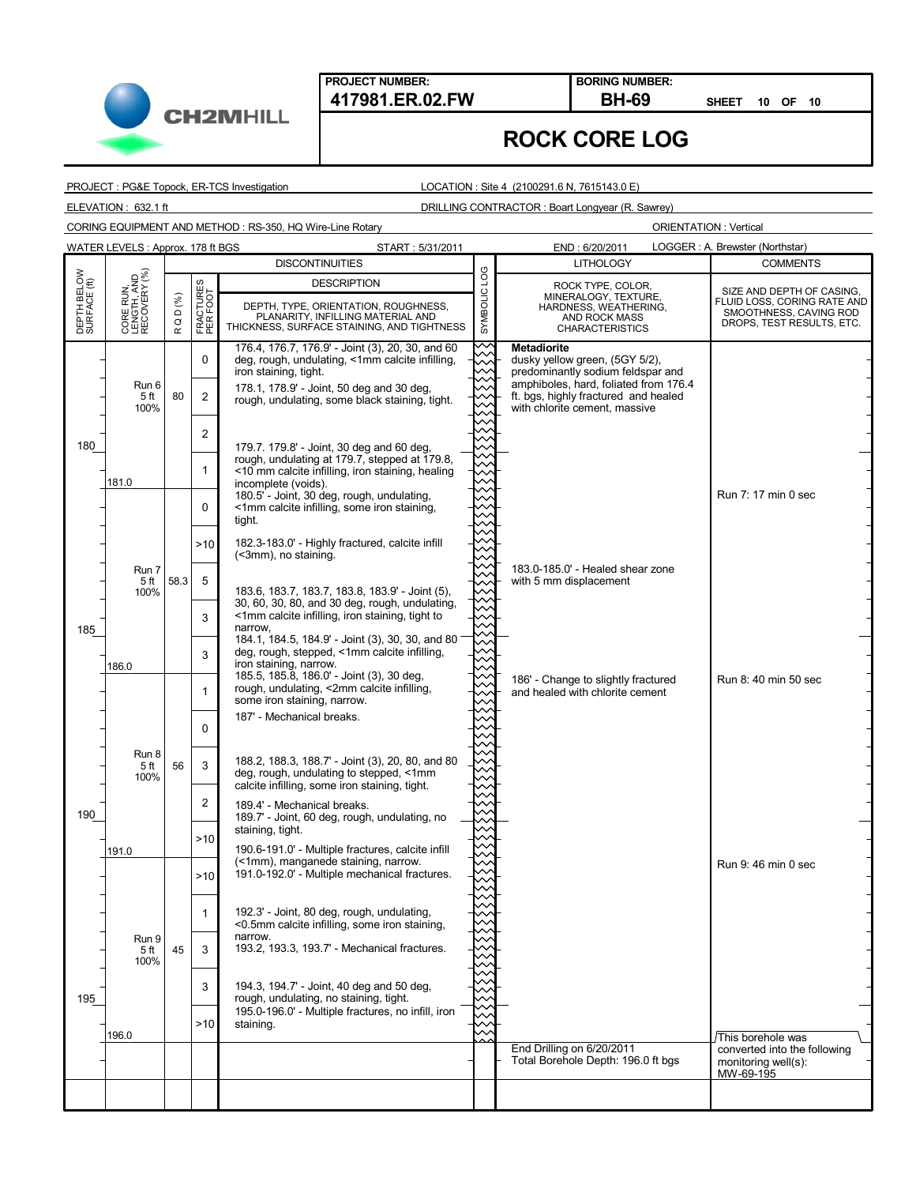**PROJECT NUMBER:** 417981.ER.02.FW

**BORING NUMBER:** BH-69

SHEET 10 OF 10

# ROCK CORE LOG

PROJECT : PG&E Topock, ER-TCS Investigation

LOCATION : Site 4 (2100291.6 N, 7615143.0 E)

ELEVATION : 632.1 ft

DRILLING CONTRACTOR : Boart Longyear (R. Sawrey)

CORING EQUIPMENT AND METHOD : RS-350, HQ Wire-Line Rotary

ORIENTATION : Vertical

WATER LEVELS : Approx. 178 ft BGS

START : 5/31/2011

END : 6/20/2011

LOGGER : A. Brewster (Northstar)

| DEPTH BELOW SURFACE (ft) | CORE RUN, LENGTH, AND RECOVERY (%) | RQD (%) | FRACTURES PER FOOT | DISCONTINUITIES DESCRIPTION (DEPTH, TYPE, ORIENTATION, ROUGHNESS, PLANARITY, INFILLING MATERIAL AND THICKNESS, SURFACE STAINING, AND TIGHTNESS) | LITHOLOGY (ROCK TYPE, COLOR, MINERALOGY, TEXTURE, HARDNESS, WEATHERING, AND ROCK MASS CHARACTERISTICS) | COMMENTS (SIZE AND DEPTH OF CASING, FLUID LOSS, CORING RATE AND SMOOTHNESS, CAVING ROD DROPS, TEST RESULTS, ETC.) |
|---|---|---|---|---|---|---|
| | Run 6 5 ft 100% | 80 | 0 | 176.4, 176.7, 176.9' - Joint (3), 20, 30, and 60 deg, rough, undulating, <1mm calcite infilling, iron staining, tight. | **Metadiorite** dusky yellow green, (5GY 5/2), predominantly sodium feldspar and amphiboles, hard, foliated from 176.4 ft. bgs, highly fractured and healed with chlorite cement, massive | |
| | | | 2 | 178.1, 178.9' - Joint, 50 deg and 30 deg, rough, undulating, some black staining, tight. | | |
| 180 | | | 2 | 179.7. 179.8' - Joint, 30 deg and 60 deg, rough, undulating at 179.7, stepped at 179.8, <10 mm calcite infilling, iron staining, healing incomplete (voids). | | |
| | 181.0 | | 1 | 180.5' - Joint, 30 deg, rough, undulating, <1mm calcite infilling, some iron staining, tight. | | Run 7: 17 min 0 sec |
| | Run 7 5 ft 100% | 58.3 | 0 | | | |
| | | | >10 | 182.3-183.0' - Highly fractured, calcite infill (<3mm), no staining. | | |
| | | | 5 | 183.6, 183.7, 183.7, 183.8, 183.9' - Joint (5), 30, 60, 30, 80, and 30 deg, rough, undulating, <1mm calcite infilling, iron staining, tight to narrow, | 183.0-185.0' - Healed shear zone with 5 mm displacement | |
| 185 | | | 3 | 184.1, 184.5, 184.9' - Joint (3), 30, 30, and 80 deg, rough, stepped, <1mm calcite infilling, iron staining, narrow. | | |
| | 186.0 | | 3 | 185.5, 185.8, 186.0' - Joint (3), 30 deg, rough, undulating, <2mm calcite infilling, some iron staining, narrow. | 186' - Change to slightly fractured and healed with chlorite cement | Run 8: 40 min 50 sec |
| | Run 8 5 ft 100% | 56 | 1 | 187' - Mechanical breaks. | | |
| | | | 0 | | | |
| | | | 3 | 188.2, 188.3, 188.7' - Joint (3), 20, 80, and 80 deg, rough, undulating to stepped, <1mm calcite infilling, some iron staining, tight. | | |
| 190 | | | 2 | 189.4' - Mechanical breaks. 189.7' - Joint, 60 deg, rough, undulating, no staining, tight. | | |
| | 191.0 | | >10 | 190.6-191.0' - Multiple fractures, calcite infill (<1mm), manganede staining, narrow. | | Run 9: 46 min 0 sec |
| | Run 9 5 ft 100% | 45 | >10 | 191.0-192.0' - Multiple mechanical fractures. | | |
| | | | 1 | 192.3' - Joint, 80 deg, rough, undulating, <0.5mm calcite infilling, some iron staining, narrow. | | |
| | | | 3 | 193.2, 193.3, 193.7' - Mechanical fractures. | | |
| 195 | | | 3 | 194.3, 194.7' - Joint, 40 deg and 50 deg, rough, undulating, no staining, tight. | | |
| | 196.0 | | >10 | 195.0-196.0' - Multiple fractures, no infill, iron staining. | | This borehole was converted into the following monitoring well(s): MW-69-195 |
| | | | | | End Drilling on 6/20/2011 Total Borehole Depth: 196.0 ft bgs | |